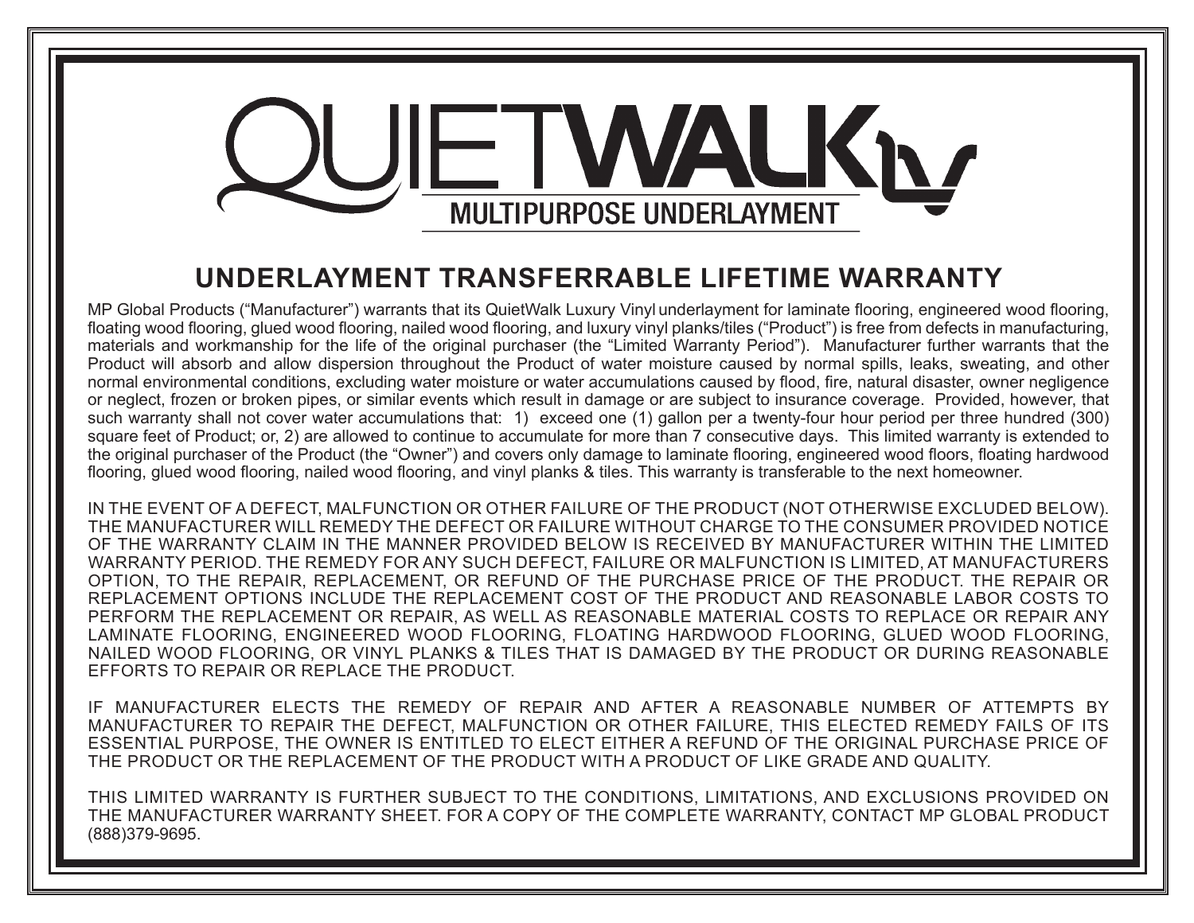# QUIETWALK LV

MULTIPURPOSE UNDERLAYMENT

## UNDERLAYMENT TRANSFERRABLE LIFETIME WARRANTY

MP Global Products ("Manufacturer") warrants that its QuietWalk Luxury Vinyl underlayment for laminate flooring, engineered wood flooring, floating wood flooring, glued wood flooring, nailed wood flooring, and luxury vinyl planks/tiles ("Product") is free from defects in manufacturing, materials and workmanship for the life of the original purchaser (the "Limited Warranty Period"). Manufacturer further warrants that the Product will absorb and allow dispersion throughout the Product of water moisture caused by normal spills, leaks, sweating, and other normal environmental conditions, excluding water moisture or water accumulations caused by flood, fire, natural disaster, owner negligence or neglect, frozen or broken pipes, or similar events which result in damage or are subject to insurance coverage. Provided, however, that such warranty shall not cover water accumulations that: 1) exceed one (1) gallon per a twenty-four hour period per three hundred (300) square feet of Product; or, 2) are allowed to continue to accumulate for more than 7 consecutive days. This limited warranty is extended to the original purchaser of the Product (the "Owner") and covers only damage to laminate flooring, engineered wood floors, floating hardwood flooring, glued wood flooring, nailed wood flooring, and vinyl planks & tiles. This warranty is transferable to the next homeowner.

IN THE EVENT OF A DEFECT, MALFUNCTION OR OTHER FAILURE OF THE PRODUCT (NOT OTHERWISE EXCLUDED BELOW). THE MANUFACTURER WILL REMEDY THE DEFECT OR FAILURE WITHOUT CHARGE TO THE CONSUMER PROVIDED NOTICE OF THE WARRANTY CLAIM IN THE MANNER PROVIDED BELOW IS RECEIVED BY MANUFACTURER WITHIN THE LIMITED WARRANTY PERIOD. THE REMEDY FOR ANY SUCH DEFECT, FAILURE OR MALFUNCTION IS LIMITED, AT MANUFACTURERS OPTION, TO THE REPAIR, REPLACEMENT, OR REFUND OF THE PURCHASE PRICE OF THE PRODUCT. THE REPAIR OR REPLACEMENT OPTIONS INCLUDE THE REPLACEMENT COST OF THE PRODUCT AND REASONABLE LABOR COSTS TO PERFORM THE REPLACEMENT OR REPAIR, AS WELL AS REASONABLE MATERIAL COSTS TO REPLACE OR REPAIR ANY LAMINATE FLOORING, ENGINEERED WOOD FLOORING, FLOATING HARDWOOD FLOORING, GLUED WOOD FLOORING, NAILED WOOD FLOORING, OR VINYL PLANKS & TILES THAT IS DAMAGED BY THE PRODUCT OR DURING REASONABLE EFFORTS TO REPAIR OR REPLACE THE PRODUCT.

IF MANUFACTURER ELECTS THE REMEDY OF REPAIR AND AFTER A REASONABLE NUMBER OF ATTEMPTS BY MANUFACTURER TO REPAIR THE DEFECT, MALFUNCTION OR OTHER FAILURE, THIS ELECTED REMEDY FAILS OF ITS ESSENTIAL PURPOSE, THE OWNER IS ENTITLED TO ELECT EITHER A REFUND OF THE ORIGINAL PURCHASE PRICE OF THE PRODUCT OR THE REPLACEMENT OF THE PRODUCT WITH A PRODUCT OF LIKE GRADE AND QUALITY.

THIS LIMITED WARRANTY IS FURTHER SUBJECT TO THE CONDITIONS, LIMITATIONS, AND EXCLUSIONS PROVIDED ON THE MANUFACTURER WARRANTY SHEET. FOR A COPY OF THE COMPLETE WARRANTY, CONTACT MP GLOBAL PRODUCT (888)379-9695.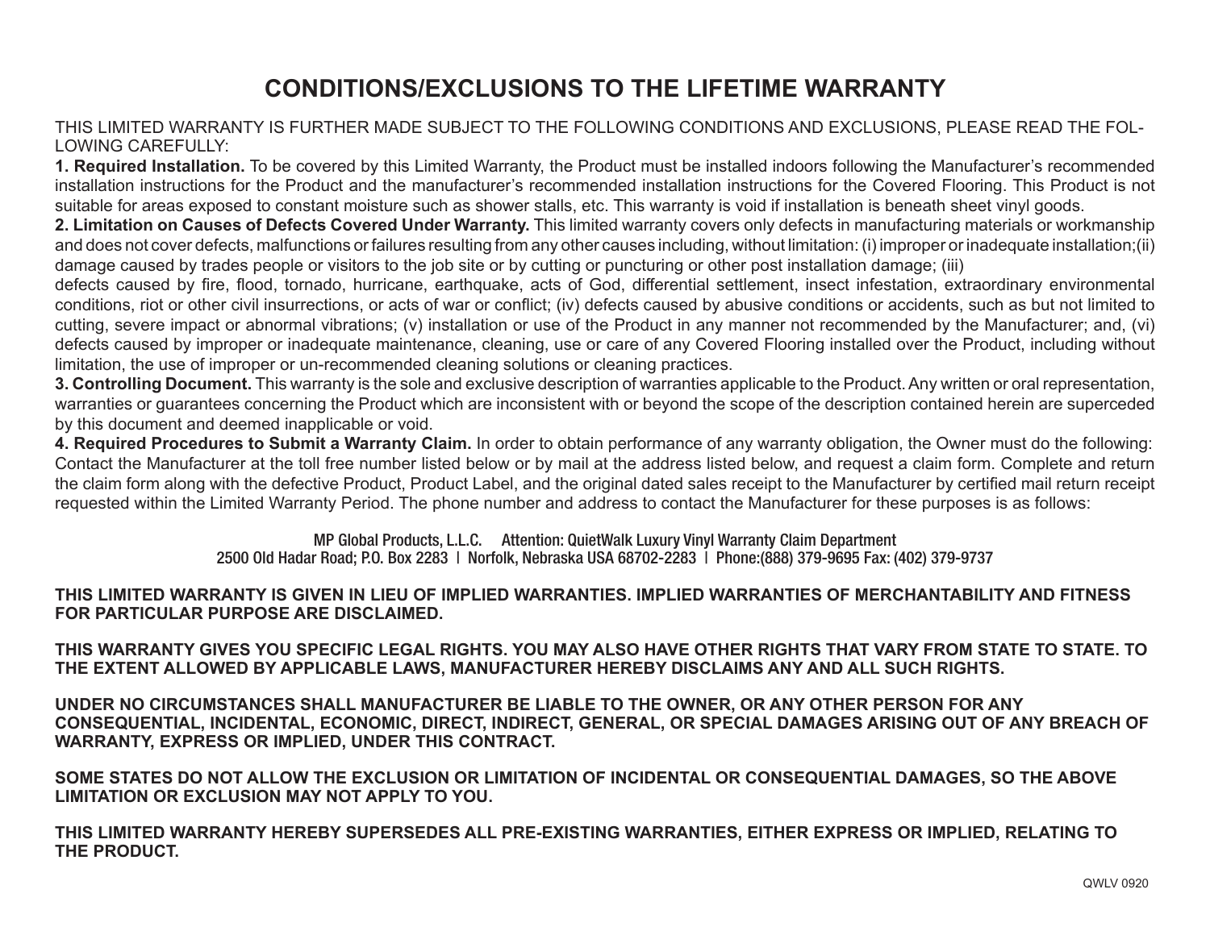# CONDITIONS/EXCLUSIONS TO THE LIFETIME WARRANTY

THIS LIMITED WARRANTY IS FURTHER MADE SUBJECT TO THE FOLLOWING CONDITIONS AND EXCLUSIONS, PLEASE READ THE FOLLOWING CAREFULLY:

**1. Required Installation.** To be covered by this Limited Warranty, the Product must be installed indoors following the Manufacturer's recommended installation instructions for the Product and the manufacturer's recommended installation instructions for the Covered Flooring. This Product is not suitable for areas exposed to constant moisture such as shower stalls, etc. This warranty is void if installation is beneath sheet vinyl goods.

**2. Limitation on Causes of Defects Covered Under Warranty.** This limited warranty covers only defects in manufacturing materials or workmanship and does not cover defects, malfunctions or failures resulting from any other causes including, without limitation: (i) improper or inadequate installation;(ii) damage caused by trades people or visitors to the job site or by cutting or puncturing or other post installation damage; (iii) defects caused by fire, flood, tornado, hurricane, earthquake, acts of God, differential settlement, insect infestation, extraordinary environmental conditions, riot or other civil insurrections, or acts of war or conflict; (iv) defects caused by abusive conditions or accidents, such as but not limited to cutting, severe impact or abnormal vibrations; (v) installation or use of the Product in any manner not recommended by the Manufacturer; and, (vi) defects caused by improper or inadequate maintenance, cleaning, use or care of any Covered Flooring installed over the Product, including without limitation, the use of improper or un-recommended cleaning solutions or cleaning practices.

**3. Controlling Document.** This warranty is the sole and exclusive description of warranties applicable to the Product. Any written or oral representation, warranties or guarantees concerning the Product which are inconsistent with or beyond the scope of the description contained herein are superceded by this document and deemed inapplicable or void.

**4. Required Procedures to Submit a Warranty Claim.** In order to obtain performance of any warranty obligation, the Owner must do the following: Contact the Manufacturer at the toll free number listed below or by mail at the address listed below, and request a claim form. Complete and return the claim form along with the defective Product, Product Label, and the original dated sales receipt to the Manufacturer by certified mail return receipt requested within the Limited Warranty Period. The phone number and address to contact the Manufacturer for these purposes is as follows:

MP Global Products, L.L.C. Attention: QuietWalk Luxury Vinyl Warranty Claim Department
2500 Old Hadar Road; P.O. Box 2283 | Norfolk, Nebraska USA 68702-2283 | Phone:(888) 379-9695 Fax: (402) 379-9737

**THIS LIMITED WARRANTY IS GIVEN IN LIEU OF IMPLIED WARRANTIES. IMPLIED WARRANTIES OF MERCHANTABILITY AND FITNESS FOR PARTICULAR PURPOSE ARE DISCLAIMED.**

**THIS WARRANTY GIVES YOU SPECIFIC LEGAL RIGHTS. YOU MAY ALSO HAVE OTHER RIGHTS THAT VARY FROM STATE TO STATE. TO THE EXTENT ALLOWED BY APPLICABLE LAWS, MANUFACTURER HEREBY DISCLAIMS ANY AND ALL SUCH RIGHTS.**

**UNDER NO CIRCUMSTANCES SHALL MANUFACTURER BE LIABLE TO THE OWNER, OR ANY OTHER PERSON FOR ANY CONSEQUENTIAL, INCIDENTAL, ECONOMIC, DIRECT, INDIRECT, GENERAL, OR SPECIAL DAMAGES ARISING OUT OF ANY BREACH OF WARRANTY, EXPRESS OR IMPLIED, UNDER THIS CONTRACT.**

**SOME STATES DO NOT ALLOW THE EXCLUSION OR LIMITATION OF INCIDENTAL OR CONSEQUENTIAL DAMAGES, SO THE ABOVE LIMITATION OR EXCLUSION MAY NOT APPLY TO YOU.**

**THIS LIMITED WARRANTY HEREBY SUPERSEDES ALL PRE-EXISTING WARRANTIES, EITHER EXPRESS OR IMPLIED, RELATING TO THE PRODUCT.**

QWLV 0920